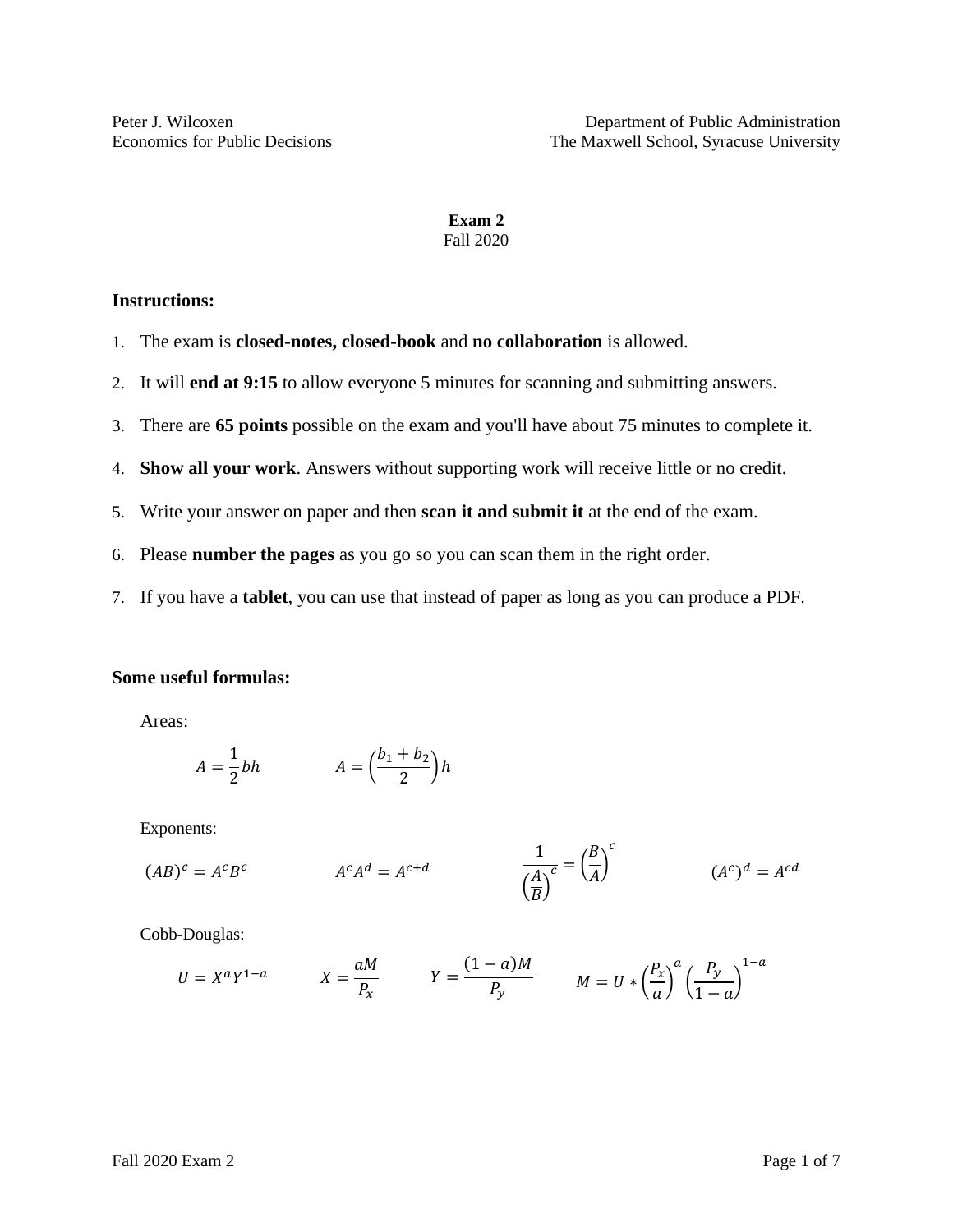Peter J. Wilcoxen
Economics for Public Decisions

Department of Public Administration
The Maxwell School, Syracuse University

# Exam 2

Fall 2020

## Instructions:

1. The exam is **closed-notes, closed-book** and **no collaboration** is allowed.
2. It will **end at 9:15** to allow everyone 5 minutes for scanning and submitting answers.
3. There are **65 points** possible on the exam and you'll have about 75 minutes to complete it.
4. **Show all your work**. Answers without supporting work will receive little or no credit.
5. Write your answer on paper and then **scan it and submit it** at the end of the exam.
6. Please **number the pages** as you go so you can scan them in the right order.
7. If you have a **tablet**, you can use that instead of paper as long as you can produce a PDF.

## Some useful formulas:

Areas:

$$A = \frac{1}{2}bh \qquad A = \left(\frac{b_1 + b_2}{2}\right)h$$

Exponents:

$$(AB)^c = A^c B^c \qquad A^c A^d = A^{c+d} \qquad \frac{1}{\left(\frac{A}{B}\right)^c} = \left(\frac{B}{A}\right)^c \qquad (A^c)^d = A^{cd}$$

Cobb-Douglas:

$$U = X^a Y^{1-a} \qquad X = \frac{aM}{P_x} \qquad Y = \frac{(1-a)M}{P_y} \qquad M = U * \left(\frac{P_x}{a}\right)^a \left(\frac{P_y}{1-a}\right)^{1-a}$$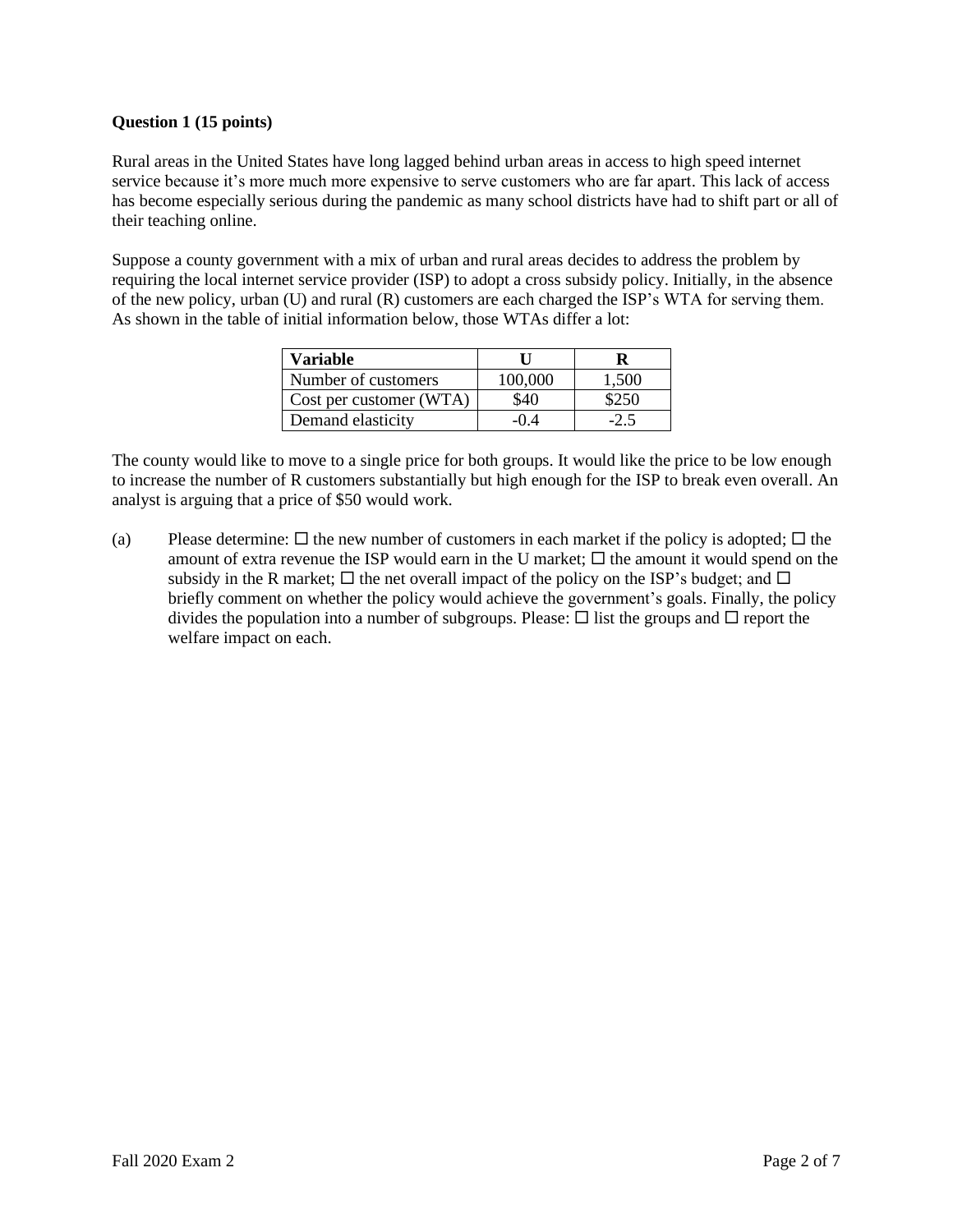**Question 1 (15 points)**

Rural areas in the United States have long lagged behind urban areas in access to high speed internet service because it's more much more expensive to serve customers who are far apart. This lack of access has become especially serious during the pandemic as many school districts have had to shift part or all of their teaching online.

Suppose a county government with a mix of urban and rural areas decides to address the problem by requiring the local internet service provider (ISP) to adopt a cross subsidy policy. Initially, in the absence of the new policy, urban (U) and rural (R) customers are each charged the ISP's WTA for serving them. As shown in the table of initial information below, those WTAs differ a lot:

| Variable | U | R |
|---|---|---|
| Number of customers | 100,000 | 1,500 |
| Cost per customer (WTA) | \$40 | \$250 |
| Demand elasticity | -0.4 | -2.5 |

The county would like to move to a single price for both groups. It would like the price to be low enough to increase the number of R customers substantially but high enough for the ISP to break even overall. An analyst is arguing that a price of \$50 would work.

(a) Please determine: ☐ the new number of customers in each market if the policy is adopted; ☐ the amount of extra revenue the ISP would earn in the U market; ☐ the amount it would spend on the subsidy in the R market; ☐ the net overall impact of the policy on the ISP's budget; and ☐ briefly comment on whether the policy would achieve the government's goals. Finally, the policy divides the population into a number of subgroups. Please: ☐ list the groups and ☐ report the welfare impact on each.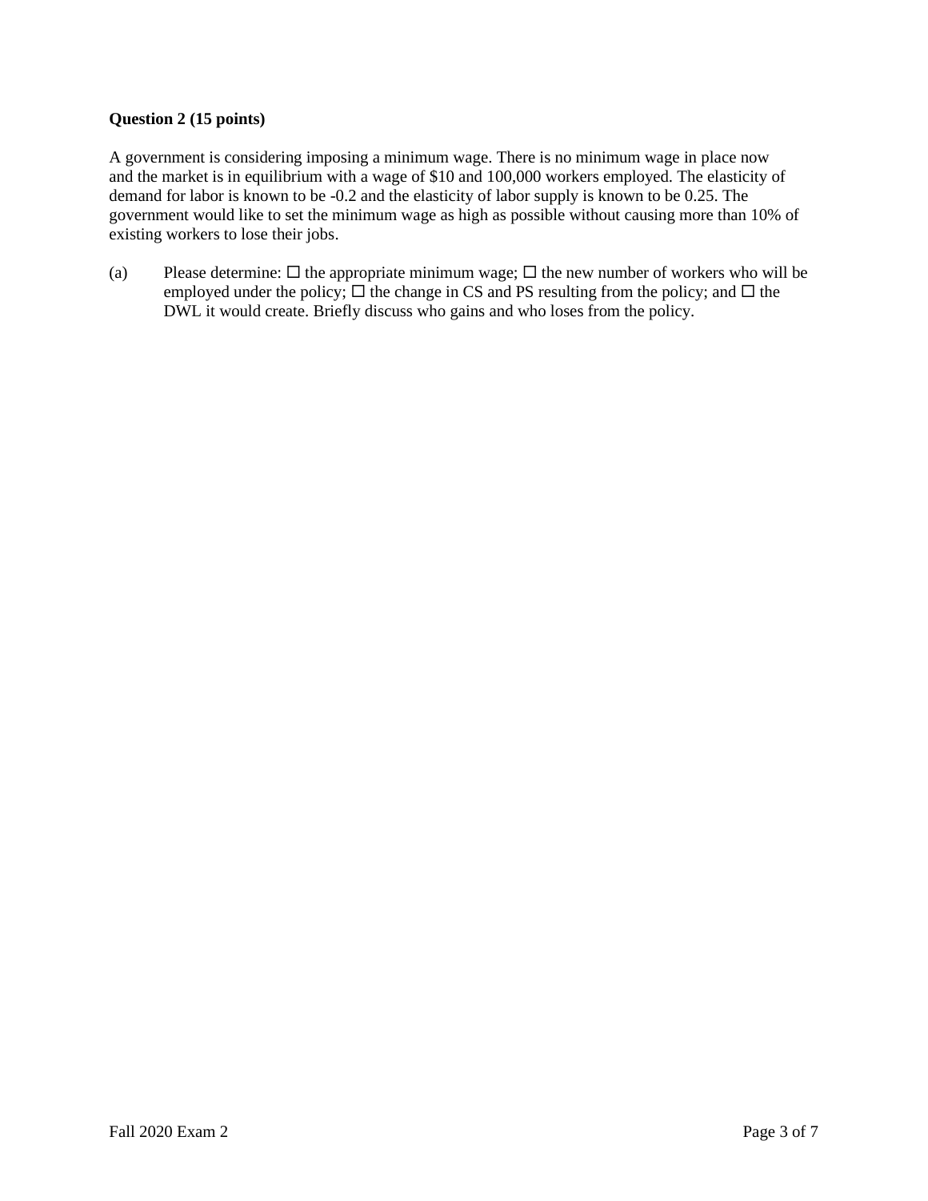**Question 2 (15 points)**

A government is considering imposing a minimum wage. There is no minimum wage in place now and the market is in equilibrium with a wage of $10 and 100,000 workers employed. The elasticity of demand for labor is known to be -0.2 and the elasticity of labor supply is known to be 0.25. The government would like to set the minimum wage as high as possible without causing more than 10% of existing workers to lose their jobs.

(a) Please determine: ☐ the appropriate minimum wage; ☐ the new number of workers who will be employed under the policy; ☐ the change in CS and PS resulting from the policy; and ☐ the DWL it would create. Briefly discuss who gains and who loses from the policy.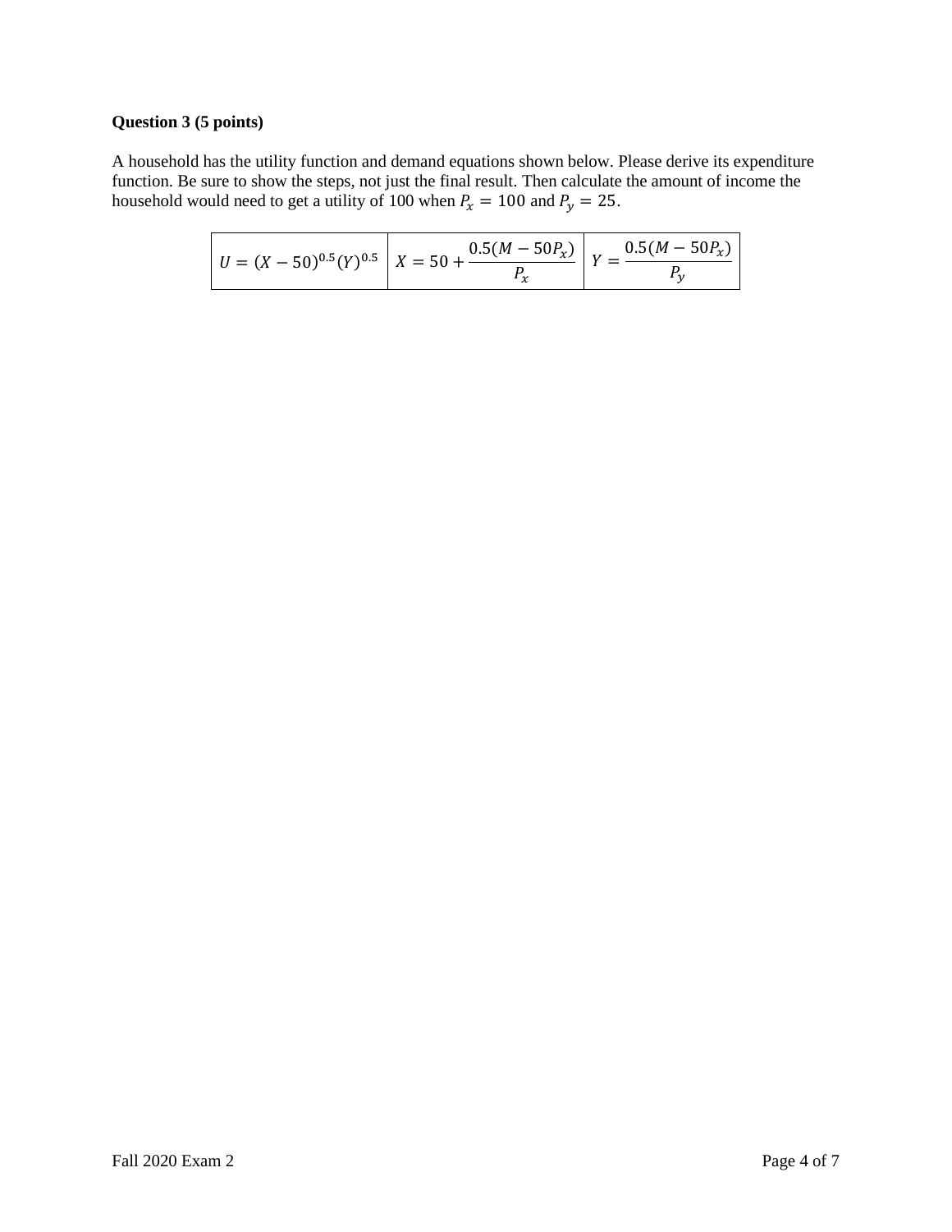**Question 3 (5 points)**

A household has the utility function and demand equations shown below. Please derive its expenditure function. Be sure to show the steps, not just the final result. Then calculate the amount of income the household would need to get a utility of 100 when $P_x = 100$ and $P_y = 25$.

| $U = (X - 50)^{0.5}(Y)^{0.5}$ | $X = 50 + \frac{0.5(M - 50P_x)}{P_x}$ | $Y = \frac{0.5(M - 50P_x)}{P_y}$ |
|---|---|---|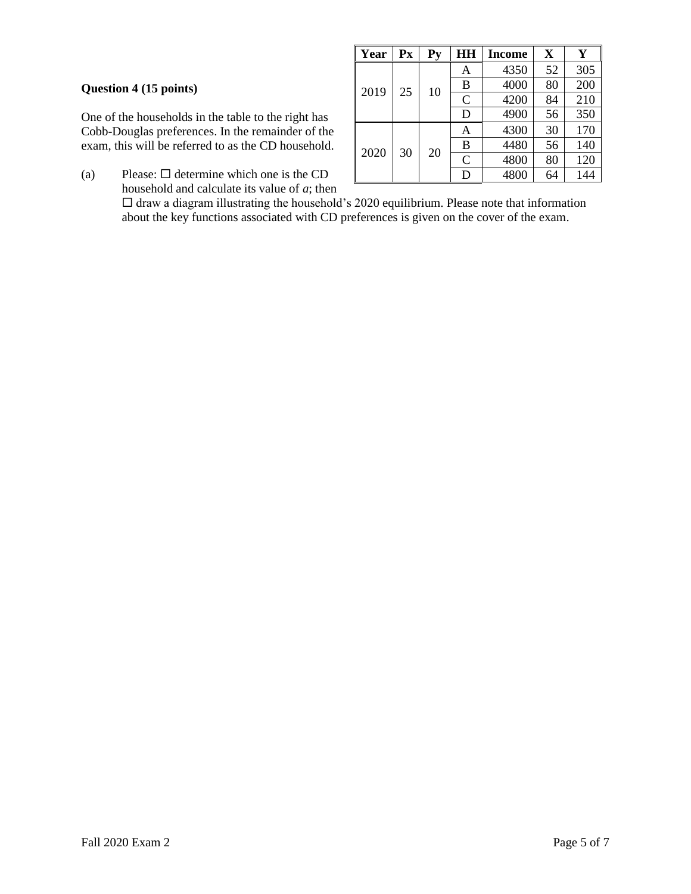### Question 4 (15 points)

| Year | Px | Py | HH | Income | X | Y |
|---|---|---|---|---|---|---|
| 2019 | 25 | 10 | A | 4350 | 52 | 305 |
| | | | B | 4000 | 80 | 200 |
| | | | C | 4200 | 84 | 210 |
| | | | D | 4900 | 56 | 350 |
| 2020 | 30 | 20 | A | 4300 | 30 | 170 |
| | | | B | 4480 | 56 | 140 |
| | | | C | 4800 | 80 | 120 |
| | | | D | 4800 | 64 | 144 |

One of the households in the table to the right has Cobb-Douglas preferences. In the remainder of the exam, this will be referred to as the CD household.

(a) Please: ☐ determine which one is the CD household and calculate its value of *a*; then ☐ draw a diagram illustrating the household's 2020 equilibrium. Please note that information about the key functions associated with CD preferences is given on the cover of the exam.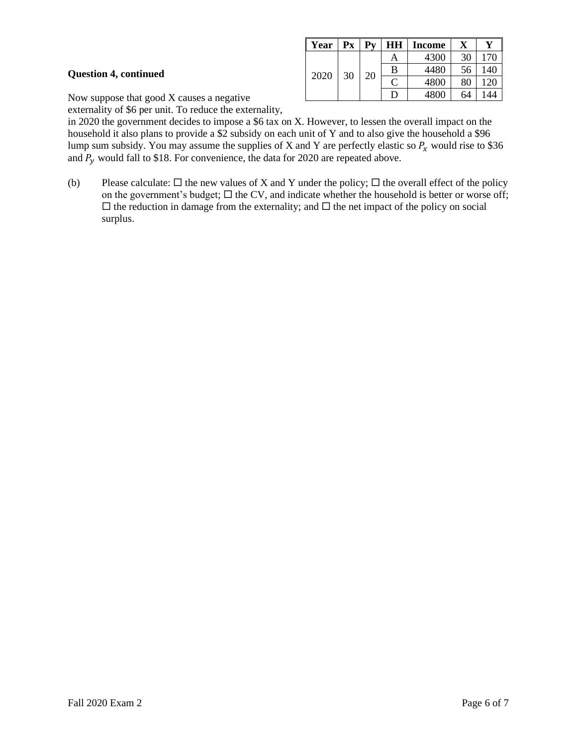| Year | Px | Py | HH | Income | X | Y |
|---|---|---|---|---|---|---|
| 2020 | 30 | 20 | A | 4300 | 30 | 170 |
| | | | B | 4480 | 56 | 140 |
| | | | C | 4800 | 80 | 120 |
| | | | D | 4800 | 64 | 144 |

**Question 4, continued**

Now suppose that good X causes a negative externality of $6 per unit. To reduce the externality, in 2020 the government decides to impose a $6 tax on X. However, to lessen the overall impact on the household it also plans to provide a $2 subsidy on each unit of Y and to also give the household a $96 lump sum subsidy. You may assume the supplies of X and Y are perfectly elastic so $P_x$ would rise to $36 and $P_y$ would fall to $18. For convenience, the data for 2020 are repeated above.

(b) Please calculate: ☐ the new values of X and Y under the policy; ☐ the overall effect of the policy on the government's budget; ☐ the CV, and indicate whether the household is better or worse off; ☐ the reduction in damage from the externality; and ☐ the net impact of the policy on social surplus.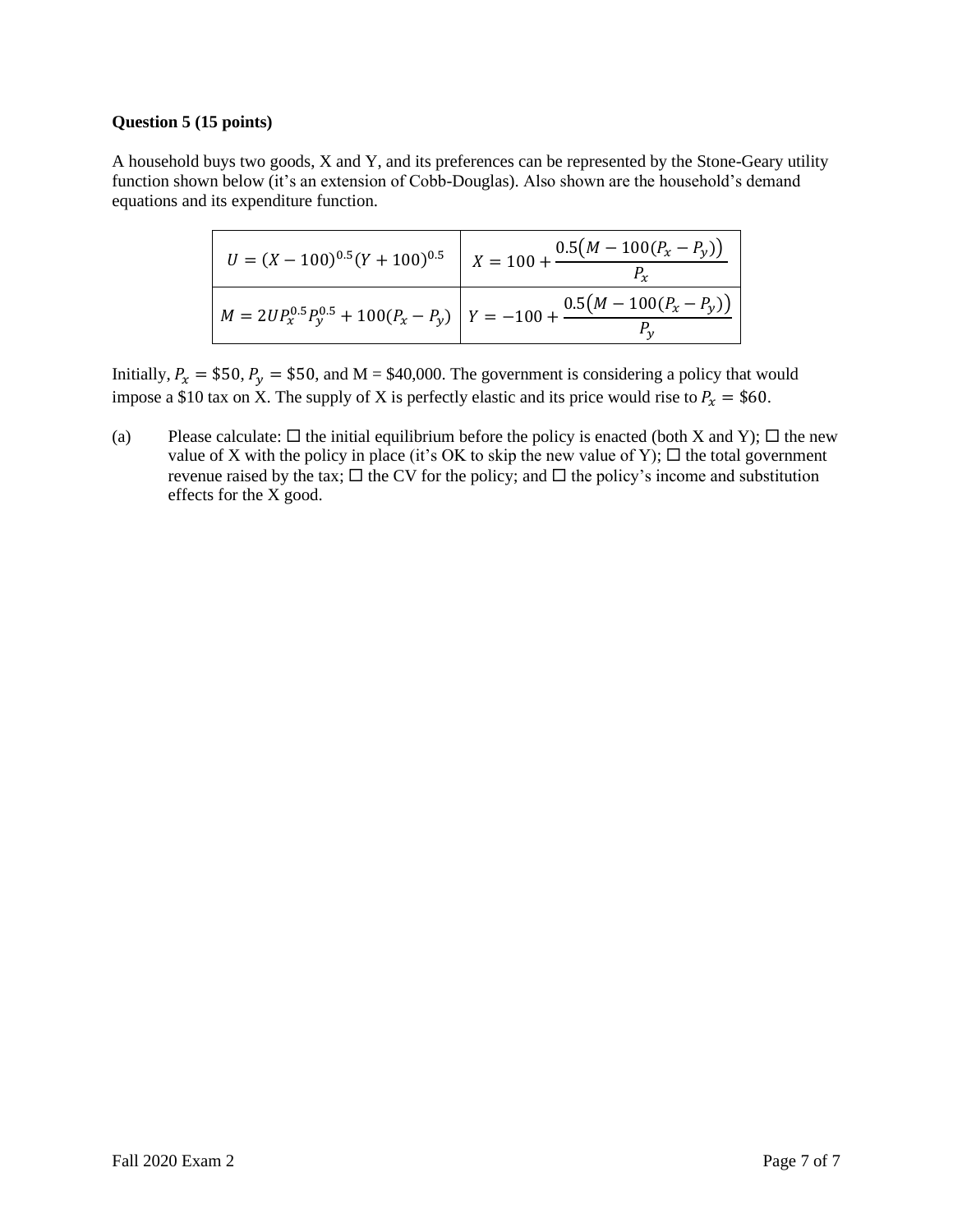**Question 5 (15 points)**

A household buys two goods, X and Y, and its preferences can be represented by the Stone-Geary utility function shown below (it's an extension of Cobb-Douglas). Also shown are the household's demand equations and its expenditure function.

| | |
|---|---|
| $U = (X - 100)^{0.5}(Y + 100)^{0.5}$ | $X = 100 + \dfrac{0.5\big(M - 100(P_x - P_y)\big)}{P_x}$ |
| $M = 2UP_x^{0.5}P_y^{0.5} + 100(P_x - P_y)$ | $Y = -100 + \dfrac{0.5\big(M - 100(P_x - P_y)\big)}{P_y}$ |

Initially, $P_x = \$50$, $P_y = \$50$, and M = \$40,000. The government is considering a policy that would impose a \$10 tax on X. The supply of X is perfectly elastic and its price would rise to $P_x = \$60$.

(a) Please calculate: ☐ the initial equilibrium before the policy is enacted (both X and Y); ☐ the new value of X with the policy in place (it's OK to skip the new value of Y); ☐ the total government revenue raised by the tax; ☐ the CV for the policy; and ☐ the policy's income and substitution effects for the X good.